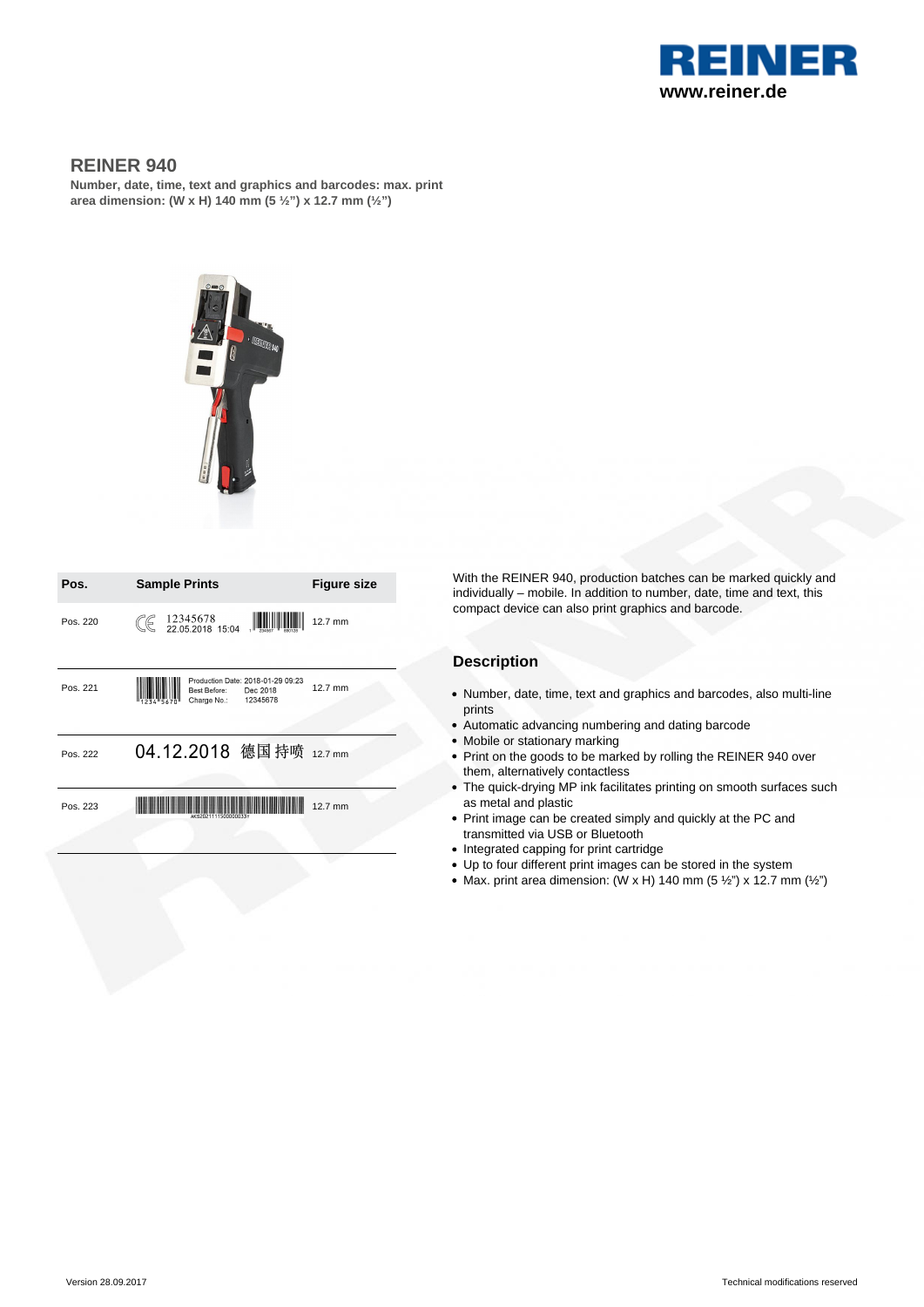REINER
www.reiner.de

# REINER 940

**Number, date, time, text and graphics and barcodes: max. print area dimension: (W x H) 140 mm (5 ½") x 12.7 mm (½")**

| Pos. | Sample Prints | Figure size |
| --- | --- | --- |
| Pos. 220 | CE 12345678 22.05.2018 15:04 | 12.7 mm |
| Pos. 221 | Production Date: 2018-01-29 09:23 Best Before: Dec 2018 Charge No.: 12345678 | 12.7 mm |
| Pos. 222 | 04.12.2018 德国持喷 | 12.7 mm |
| Pos. 223 | AKS2021115000000337 | 12.7 mm |

With the REINER 940, production batches can be marked quickly and individually – mobile. In addition to number, date, time and text, this compact device can also print graphics and barcode.

## Description

- Number, date, time, text and graphics and barcodes, also multi-line prints
- Automatic advancing numbering and dating barcode
- Mobile or stationary marking
- Print on the goods to be marked by rolling the REINER 940 over them, alternatively contactless
- The quick-drying MP ink facilitates printing on smooth surfaces such as metal and plastic
- Print image can be created simply and quickly at the PC and transmitted via USB or Bluetooth
- Integrated capping for print cartridge
- Up to four different print images can be stored in the system
- Max. print area dimension: (W x H) 140 mm (5 ½") x 12.7 mm (½")

Version 28.09.2017

Technical modifications reserved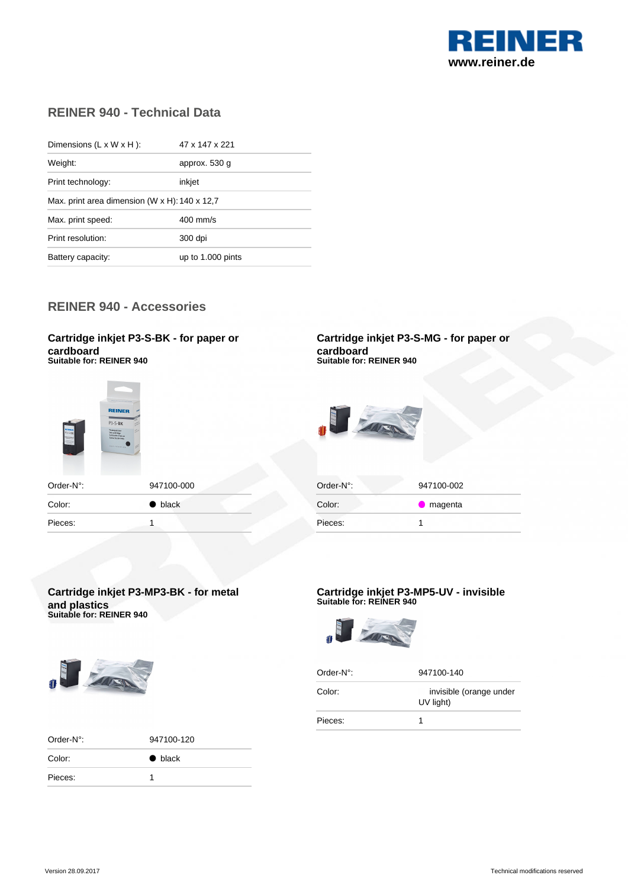## REINER 940 - Technical Data

| | |
|---|---|
| Dimensions (L x W x H ): | 47 x 147 x 221 |
| Weight: | approx. 530 g |
| Print technology: | inkjet |
| Max. print area dimension (W x H): | 140 x 12,7 |
| Max. print speed: | 400 mm/s |
| Print resolution: | 300 dpi |
| Battery capacity: | up to 1.000 pints |

## REINER 940 - Accessories

### Cartridge inkjet P3-S-BK - for paper or cardboard

**Suitable for: REINER 940**

| | |
|---|---|
| Order-N°: | 947100-000 |
| Color: | ● black |
| Pieces: | 1 |

### Cartridge inkjet P3-S-MG - for paper or cardboard

**Suitable for: REINER 940**

| | |
|---|---|
| Order-N°: | 947100-002 |
| Color: | ● magenta |
| Pieces: | 1 |

### Cartridge inkjet P3-MP3-BK - for metal and plastics

**Suitable for: REINER 940**

| | |
|---|---|
| Order-N°: | 947100-120 |
| Color: | ● black |
| Pieces: | 1 |

### Cartridge inkjet P3-MP5-UV - invisible

**Suitable for: REINER 940**

| | |
|---|---|
| Order-N°: | 947100-140 |
| Color: | invisible (orange under UV light) |
| Pieces: | 1 |

Version 28.09.2017

Technical modifications reserved